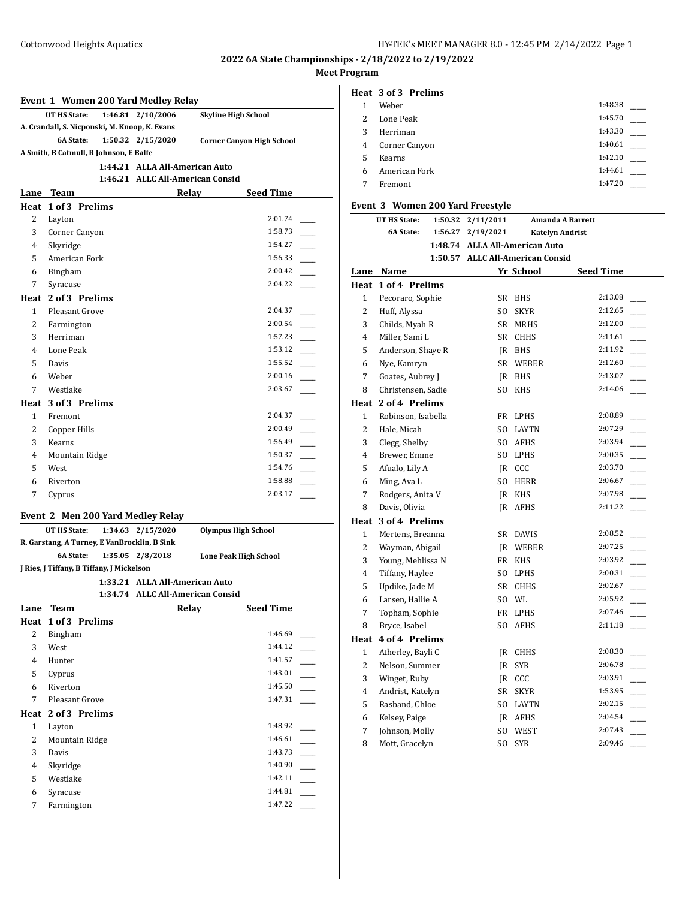# 2022 6A State Championships - 2/18/2022 to 2/19/2022

## Meet Program

### Event 1 Women 200 Yard Medley Relay

UT HS State: 1:46.81 2/10/2006 Skyline High School
A. Crandall, S. Nicponski, M. Knoop, K. Evans

6A State: 1:50.32 2/15/2020 Corner Canyon High School
A Smith, B Catmull, R Johnson, E Balfe

1:44.21 ALLA All-American Auto
1:46.21 ALLC All-American Consid

| Lane | Team | Relay | Seed Time |
|---|---|---|---|
| **Heat 1 of 3 Prelims** | | | |
| 2 | Layton | | 2:01.74 |
| 3 | Corner Canyon | | 1:58.73 |
| 4 | Skyridge | | 1:54.27 |
| 5 | American Fork | | 1:56.33 |
| 6 | Bingham | | 2:00.42 |
| 7 | Syracuse | | 2:04.22 |
| **Heat 2 of 3 Prelims** | | | |
| 1 | Pleasant Grove | | 2:04.37 |
| 2 | Farmington | | 2:00.54 |
| 3 | Herriman | | 1:57.23 |
| 4 | Lone Peak | | 1:53.12 |
| 5 | Davis | | 1:55.52 |
| 6 | Weber | | 2:00.16 |
| 7 | Westlake | | 2:03.67 |
| **Heat 3 of 3 Prelims** | | | |
| 1 | Fremont | | 2:04.37 |
| 2 | Copper Hills | | 2:00.49 |
| 3 | Kearns | | 1:56.49 |
| 4 | Mountain Ridge | | 1:50.37 |
| 5 | West | | 1:54.76 |
| 6 | Riverton | | 1:58.88 |
| 7 | Cyprus | | 2:03.17 |

### Event 2 Men 200 Yard Medley Relay

UT HS State: 1:34.63 2/15/2020 Olympus High School
R. Garstang, A Turney, E VanBrocklin, B Sink

6A State: 1:35.05 2/8/2018 Lone Peak High School
J Ries, J Tiffany, B Tiffany, J Mickelson

1:33.21 ALLA All-American Auto
1:34.74 ALLC All-American Consid

| Lane | Team | Relay | Seed Time |
|---|---|---|---|
| **Heat 1 of 3 Prelims** | | | |
| 2 | Bingham | | 1:46.69 |
| 3 | West | | 1:44.12 |
| 4 | Hunter | | 1:41.57 |
| 5 | Cyprus | | 1:43.01 |
| 6 | Riverton | | 1:45.50 |
| 7 | Pleasant Grove | | 1:47.31 |
| **Heat 2 of 3 Prelims** | | | |
| 1 | Layton | | 1:48.92 |
| 2 | Mountain Ridge | | 1:46.61 |
| 3 | Davis | | 1:43.73 |
| 4 | Skyridge | | 1:40.90 |
| 5 | Westlake | | 1:42.11 |
| 6 | Syracuse | | 1:44.81 |
| 7 | Farmington | | 1:47.22 |
| **Heat 3 of 3 Prelims** | | | |
| 1 | Weber | | 1:48.38 |
| 2 | Lone Peak | | 1:45.70 |
| 3 | Herriman | | 1:43.30 |
| 4 | Corner Canyon | | 1:40.61 |
| 5 | Kearns | | 1:42.10 |
| 6 | American Fork | | 1:44.61 |
| 7 | Fremont | | 1:47.20 |

### Event 3 Women 200 Yard Freestyle

UT HS State: 1:50.32 2/11/2011 Amanda A Barrett

6A State: 1:56.27 2/19/2021 Katelyn Andrist

1:48.74 ALLA All-American Auto
1:50.57 ALLC All-American Consid

| Lane | Name | Yr | School | Seed Time |
|---|---|---|---|---|
| **Heat 1 of 4 Prelims** | | | | |
| 1 | Pecoraro, Sophie | SR | BHS | 2:13.08 |
| 2 | Huff, Alyssa | SO | SKYR | 2:12.65 |
| 3 | Childs, Myah R | SR | MRHS | 2:12.00 |
| 4 | Miller, Sami L | SR | CHHS | 2:11.61 |
| 5 | Anderson, Shaye R | JR | BHS | 2:11.92 |
| 6 | Nye, Kamryn | SR | WEBER | 2:12.60 |
| 7 | Goates, Aubrey J | JR | BHS | 2:13.07 |
| 8 | Christensen, Sadie | SO | KHS | 2:14.06 |
| **Heat 2 of 4 Prelims** | | | | |
| 1 | Robinson, Isabella | FR | LPHS | 2:08.89 |
| 2 | Hale, Micah | SO | LAYTN | 2:07.29 |
| 3 | Clegg, Shelby | SO | AFHS | 2:03.94 |
| 4 | Brewer, Emme | SO | LPHS | 2:00.35 |
| 5 | Afualo, Lily A | JR | CCC | 2:03.70 |
| 6 | Ming, Ava L | SO | HERR | 2:06.67 |
| 7 | Rodgers, Anita V | JR | KHS | 2:07.98 |
| 8 | Davis, Olivia | JR | AFHS | 2:11.22 |
| **Heat 3 of 4 Prelims** | | | | |
| 1 | Mertens, Breanna | SR | DAVIS | 2:08.52 |
| 2 | Wayman, Abigail | JR | WEBER | 2:07.25 |
| 3 | Young, Mehlissa N | FR | KHS | 2:03.92 |
| 4 | Tiffany, Haylee | SO | LPHS | 2:00.31 |
| 5 | Updike, Jade M | SR | CHHS | 2:02.67 |
| 6 | Larsen, Hallie A | SO | WL | 2:05.92 |
| 7 | Topham, Sophie | FR | LPHS | 2:07.46 |
| 8 | Bryce, Isabel | SO | AFHS | 2:11.18 |
| **Heat 4 of 4 Prelims** | | | | |
| 1 | Atherley, Bayli C | JR | CHHS | 2:08.30 |
| 2 | Nelson, Summer | JR | SYR | 2:06.78 |
| 3 | Winget, Ruby | JR | CCC | 2:03.91 |
| 4 | Andrist, Katelyn | SR | SKYR | 1:53.95 |
| 5 | Rasband, Chloe | SO | LAYTN | 2:02.15 |
| 6 | Kelsey, Paige | JR | AFHS | 2:04.54 |
| 7 | Johnson, Molly | SO | WEST | 2:07.43 |
| 8 | Mott, Gracelyn | SO | SYR | 2:09.46 |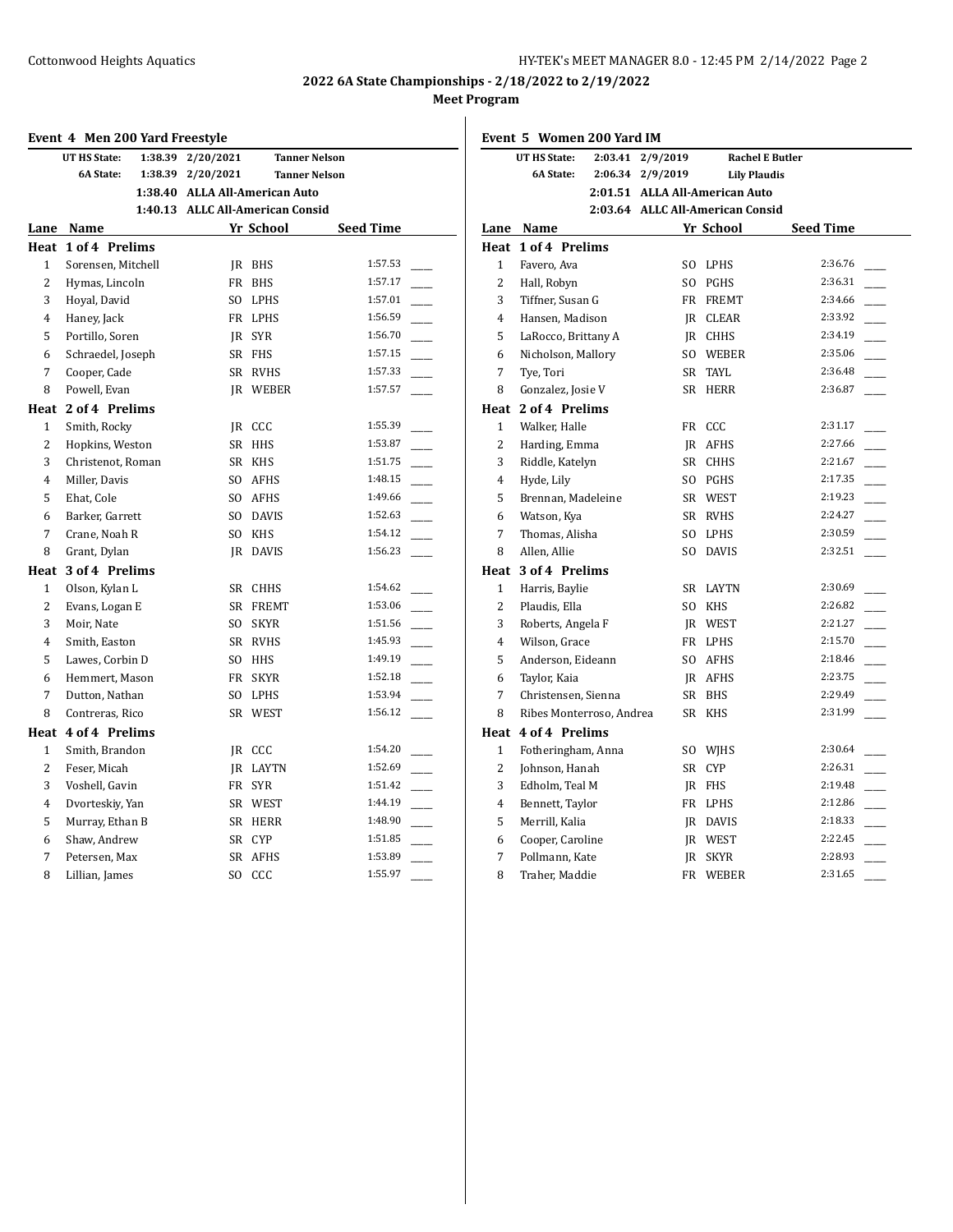## 2022 6A State Championships - 2/18/2022 to 2/19/2022

### Meet Program

#### Event 4 Men 200 Yard Freestyle

| | | | |
|---|---|---|---|
| UT HS State: | 1:38.39 | 2/20/2021 | Tanner Nelson |
| 6A State: | 1:38.39 | 2/20/2021 | Tanner Nelson |
| | 1:38.40 | ALLA All-American Auto | |
| | 1:40.13 | ALLC All-American Consid | |

| Lane | Name | Yr | School | Seed Time | |
|---|---|---|---|---|---|
| **Heat 1 of 4 Prelims** | | | | | |
| 1 | Sorensen, Mitchell | JR | BHS | 1:57.53 | ____ |
| 2 | Hymas, Lincoln | FR | BHS | 1:57.17 | ____ |
| 3 | Hoyal, David | SO | LPHS | 1:57.01 | ____ |
| 4 | Haney, Jack | FR | LPHS | 1:56.59 | ____ |
| 5 | Portillo, Soren | JR | SYR | 1:56.70 | ____ |
| 6 | Schraedel, Joseph | SR | FHS | 1:57.15 | ____ |
| 7 | Cooper, Cade | SR | RVHS | 1:57.33 | ____ |
| 8 | Powell, Evan | JR | WEBER | 1:57.57 | ____ |
| **Heat 2 of 4 Prelims** | | | | | |
| 1 | Smith, Rocky | JR | CCC | 1:55.39 | ____ |
| 2 | Hopkins, Weston | SR | HHS | 1:53.87 | ____ |
| 3 | Christenot, Roman | SR | KHS | 1:51.75 | ____ |
| 4 | Miller, Davis | SO | AFHS | 1:48.15 | ____ |
| 5 | Ehat, Cole | SO | AFHS | 1:49.66 | ____ |
| 6 | Barker, Garrett | SO | DAVIS | 1:52.63 | ____ |
| 7 | Crane, Noah R | SO | KHS | 1:54.12 | ____ |
| 8 | Grant, Dylan | JR | DAVIS | 1:56.23 | ____ |
| **Heat 3 of 4 Prelims** | | | | | |
| 1 | Olson, Kylan L | SR | CHHS | 1:54.62 | ____ |
| 2 | Evans, Logan E | SR | FREMT | 1:53.06 | ____ |
| 3 | Moir, Nate | SO | SKYR | 1:51.56 | ____ |
| 4 | Smith, Easton | SR | RVHS | 1:45.93 | ____ |
| 5 | Lawes, Corbin D | SO | HHS | 1:49.19 | ____ |
| 6 | Hemmert, Mason | FR | SKYR | 1:52.18 | ____ |
| 7 | Dutton, Nathan | SO | LPHS | 1:53.94 | ____ |
| 8 | Contreras, Rico | SR | WEST | 1:56.12 | ____ |
| **Heat 4 of 4 Prelims** | | | | | |
| 1 | Smith, Brandon | JR | CCC | 1:54.20 | ____ |
| 2 | Feser, Micah | JR | LAYTN | 1:52.69 | ____ |
| 3 | Voshell, Gavin | FR | SYR | 1:51.42 | ____ |
| 4 | Dvorteskiy, Yan | SR | WEST | 1:44.19 | ____ |
| 5 | Murray, Ethan B | SR | HERR | 1:48.90 | ____ |
| 6 | Shaw, Andrew | SR | CYP | 1:51.85 | ____ |
| 7 | Petersen, Max | SR | AFHS | 1:53.89 | ____ |
| 8 | Lillian, James | SO | CCC | 1:55.97 | ____ |

#### Event 5 Women 200 Yard IM

| | | | |
|---|---|---|---|
| UT HS State: | 2:03.41 | 2/9/2019 | Rachel E Butler |
| 6A State: | 2:06.34 | 2/9/2019 | Lily Plaudis |
| | 2:01.51 | ALLA All-American Auto | |
| | 2:03.64 | ALLC All-American Consid | |

| Lane | Name | Yr | School | Seed Time | |
|---|---|---|---|---|---|
| **Heat 1 of 4 Prelims** | | | | | |
| 1 | Favero, Ava | SO | LPHS | 2:36.76 | ____ |
| 2 | Hall, Robyn | SO | PGHS | 2:36.31 | ____ |
| 3 | Tiffner, Susan G | FR | FREMT | 2:34.66 | ____ |
| 4 | Hansen, Madison | JR | CLEAR | 2:33.92 | ____ |
| 5 | LaRocco, Brittany A | JR | CHHS | 2:34.19 | ____ |
| 6 | Nicholson, Mallory | SO | WEBER | 2:35.06 | ____ |
| 7 | Tye, Tori | SR | TAYL | 2:36.48 | ____ |
| 8 | Gonzalez, Josie V | SR | HERR | 2:36.87 | ____ |
| **Heat 2 of 4 Prelims** | | | | | |
| 1 | Walker, Halle | FR | CCC | 2:31.17 | ____ |
| 2 | Harding, Emma | JR | AFHS | 2:27.66 | ____ |
| 3 | Riddle, Katelyn | SR | CHHS | 2:21.67 | ____ |
| 4 | Hyde, Lily | SO | PGHS | 2:17.35 | ____ |
| 5 | Brennan, Madeleine | SR | WEST | 2:19.23 | ____ |
| 6 | Watson, Kya | SR | RVHS | 2:24.27 | ____ |
| 7 | Thomas, Alisha | SO | LPHS | 2:30.59 | ____ |
| 8 | Allen, Allie | SO | DAVIS | 2:32.51 | ____ |
| **Heat 3 of 4 Prelims** | | | | | |
| 1 | Harris, Baylie | SR | LAYTN | 2:30.69 | ____ |
| 2 | Plaudis, Ella | SO | KHS | 2:26.82 | ____ |
| 3 | Roberts, Angela F | JR | WEST | 2:21.27 | ____ |
| 4 | Wilson, Grace | FR | LPHS | 2:15.70 | ____ |
| 5 | Anderson, Eideann | SO | AFHS | 2:18.46 | ____ |
| 6 | Taylor, Kaia | JR | AFHS | 2:23.75 | ____ |
| 7 | Christensen, Sienna | SR | BHS | 2:29.49 | ____ |
| 8 | Ribes Monterroso, Andrea | SR | KHS | 2:31.99 | ____ |
| **Heat 4 of 4 Prelims** | | | | | |
| 1 | Fotheringham, Anna | SO | WJHS | 2:30.64 | ____ |
| 2 | Johnson, Hanah | SR | CYP | 2:26.31 | ____ |
| 3 | Edholm, Teal M | JR | FHS | 2:19.48 | ____ |
| 4 | Bennett, Taylor | FR | LPHS | 2:12.86 | ____ |
| 5 | Merrill, Kalia | JR | DAVIS | 2:18.33 | ____ |
| 6 | Cooper, Caroline | JR | WEST | 2:22.45 | ____ |
| 7 | Pollmann, Kate | JR | SKYR | 2:28.93 | ____ |
| 8 | Traher, Maddie | FR | WEBER | 2:31.65 | ____ |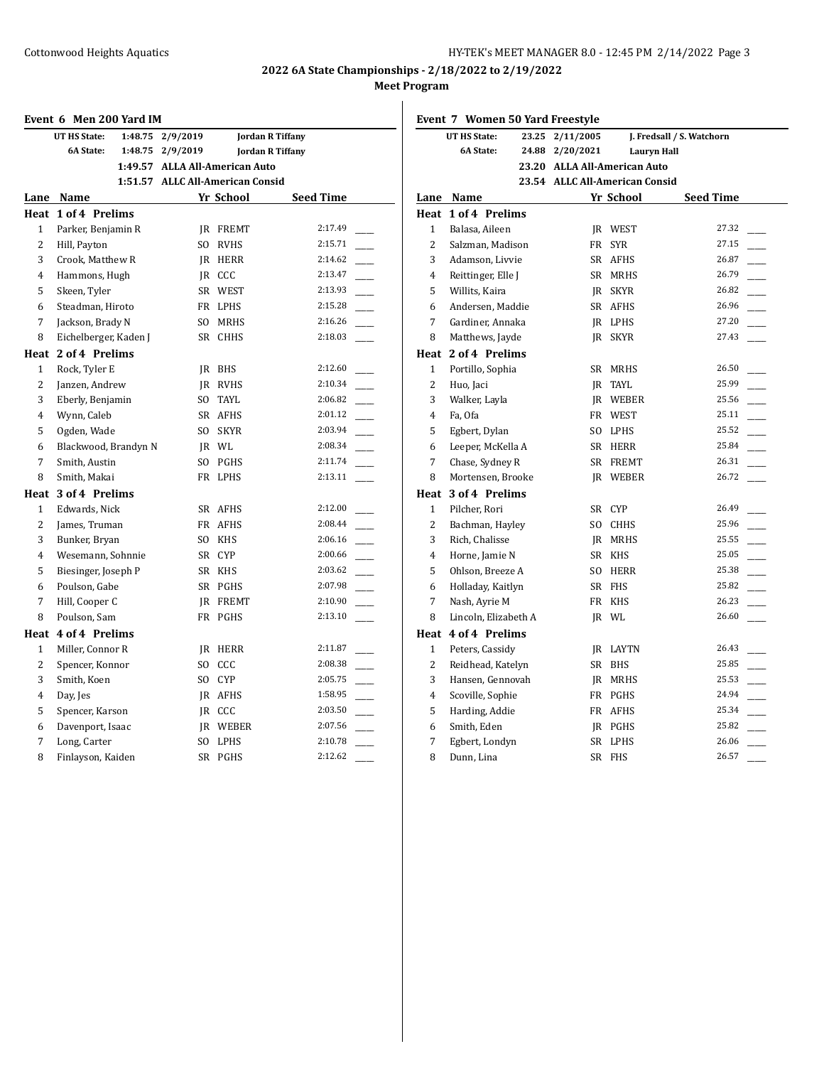## 2022 6A State Championships - 2/18/2022 to 2/19/2022

### Meet Program

#### Event 6 Men 200 Yard IM

| | | | |
|---|---|---|---|
| UT HS State: | 1:48.75 | 2/9/2019 | Jordan R Tiffany |
| 6A State: | 1:48.75 | 2/9/2019 | Jordan R Tiffany |
| | 1:49.57 | ALLA All-American Auto | |
| | 1:51.57 | ALLC All-American Consid | |

| Lane | Name | Yr | School | Seed Time |
|---|---|---|---|---|
| **Heat 1 of 4 Prelims** | | | | |
| 1 | Parker, Benjamin R | JR | FREMT | 2:17.49 |
| 2 | Hill, Payton | SO | RVHS | 2:15.71 |
| 3 | Crook, Matthew R | JR | HERR | 2:14.62 |
| 4 | Hammons, Hugh | JR | CCC | 2:13.47 |
| 5 | Skeen, Tyler | SR | WEST | 2:13.93 |
| 6 | Steadman, Hiroto | FR | LPHS | 2:15.28 |
| 7 | Jackson, Brady N | SO | MRHS | 2:16.26 |
| 8 | Eichelberger, Kaden J | SR | CHHS | 2:18.03 |
| **Heat 2 of 4 Prelims** | | | | |
| 1 | Rock, Tyler E | JR | BHS | 2:12.60 |
| 2 | Janzen, Andrew | JR | RVHS | 2:10.34 |
| 3 | Eberly, Benjamin | SO | TAYL | 2:06.82 |
| 4 | Wynn, Caleb | SR | AFHS | 2:01.12 |
| 5 | Ogden, Wade | SO | SKYR | 2:03.94 |
| 6 | Blackwood, Brandyn N | JR | WL | 2:08.34 |
| 7 | Smith, Austin | SO | PGHS | 2:11.74 |
| 8 | Smith, Makai | FR | LPHS | 2:13.11 |
| **Heat 3 of 4 Prelims** | | | | |
| 1 | Edwards, Nick | SR | AFHS | 2:12.00 |
| 2 | James, Truman | FR | AFHS | 2:08.44 |
| 3 | Bunker, Bryan | SO | KHS | 2:06.16 |
| 4 | Wesemann, Sohnnie | SR | CYP | 2:00.66 |
| 5 | Biesinger, Joseph P | SR | KHS | 2:03.62 |
| 6 | Poulson, Gabe | SR | PGHS | 2:07.98 |
| 7 | Hill, Cooper C | JR | FREMT | 2:10.90 |
| 8 | Poulson, Sam | FR | PGHS | 2:13.10 |
| **Heat 4 of 4 Prelims** | | | | |
| 1 | Miller, Connor R | JR | HERR | 2:11.87 |
| 2 | Spencer, Konnor | SO | CCC | 2:08.38 |
| 3 | Smith, Koen | SO | CYP | 2:05.75 |
| 4 | Day, Jes | JR | AFHS | 1:58.95 |
| 5 | Spencer, Karson | JR | CCC | 2:03.50 |
| 6 | Davenport, Isaac | JR | WEBER | 2:07.56 |
| 7 | Long, Carter | SO | LPHS | 2:10.78 |
| 8 | Finlayson, Kaiden | SR | PGHS | 2:12.62 |

#### Event 7 Women 50 Yard Freestyle

| | | | |
|---|---|---|---|
| UT HS State: | 23.25 | 2/11/2005 | J. Fredsall / S. Watchorn |
| 6A State: | 24.88 | 2/20/2021 | Lauryn Hall |
| | 23.20 | ALLA All-American Auto | |
| | 23.54 | ALLC All-American Consid | |

| Lane | Name | Yr | School | Seed Time |
|---|---|---|---|---|
| **Heat 1 of 4 Prelims** | | | | |
| 1 | Balasa, Aileen | JR | WEST | 27.32 |
| 2 | Salzman, Madison | FR | SYR | 27.15 |
| 3 | Adamson, Livvie | SR | AFHS | 26.87 |
| 4 | Reittinger, Elle J | SR | MRHS | 26.79 |
| 5 | Willits, Kaira | JR | SKYR | 26.82 |
| 6 | Andersen, Maddie | SR | AFHS | 26.96 |
| 7 | Gardiner, Annaka | JR | LPHS | 27.20 |
| 8 | Matthews, Jayde | JR | SKYR | 27.43 |
| **Heat 2 of 4 Prelims** | | | | |
| 1 | Portillo, Sophia | SR | MRHS | 26.50 |
| 2 | Huo, Jaci | JR | TAYL | 25.99 |
| 3 | Walker, Layla | JR | WEBER | 25.56 |
| 4 | Fa, Ofa | FR | WEST | 25.11 |
| 5 | Egbert, Dylan | SO | LPHS | 25.52 |
| 6 | Leeper, McKella A | SR | HERR | 25.84 |
| 7 | Chase, Sydney R | SR | FREMT | 26.31 |
| 8 | Mortensen, Brooke | JR | WEBER | 26.72 |
| **Heat 3 of 4 Prelims** | | | | |
| 1 | Pilcher, Rori | SR | CYP | 26.49 |
| 2 | Bachman, Hayley | SO | CHHS | 25.96 |
| 3 | Rich, Chalisse | JR | MRHS | 25.55 |
| 4 | Horne, Jamie N | SR | KHS | 25.05 |
| 5 | Ohlson, Breeze A | SO | HERR | 25.38 |
| 6 | Holladay, Kaitlyn | SR | FHS | 25.82 |
| 7 | Nash, Ayrie M | FR | KHS | 26.23 |
| 8 | Lincoln, Elizabeth A | JR | WL | 26.60 |
| **Heat 4 of 4 Prelims** | | | | |
| 1 | Peters, Cassidy | JR | LAYTN | 26.43 |
| 2 | Reidhead, Katelyn | SR | BHS | 25.85 |
| 3 | Hansen, Gennovah | JR | MRHS | 25.53 |
| 4 | Scoville, Sophie | FR | PGHS | 24.94 |
| 5 | Harding, Addie | FR | AFHS | 25.34 |
| 6 | Smith, Eden | JR | PGHS | 25.82 |
| 7 | Egbert, Londyn | SR | LPHS | 26.06 |
| 8 | Dunn, Lina | SR | FHS | 26.57 |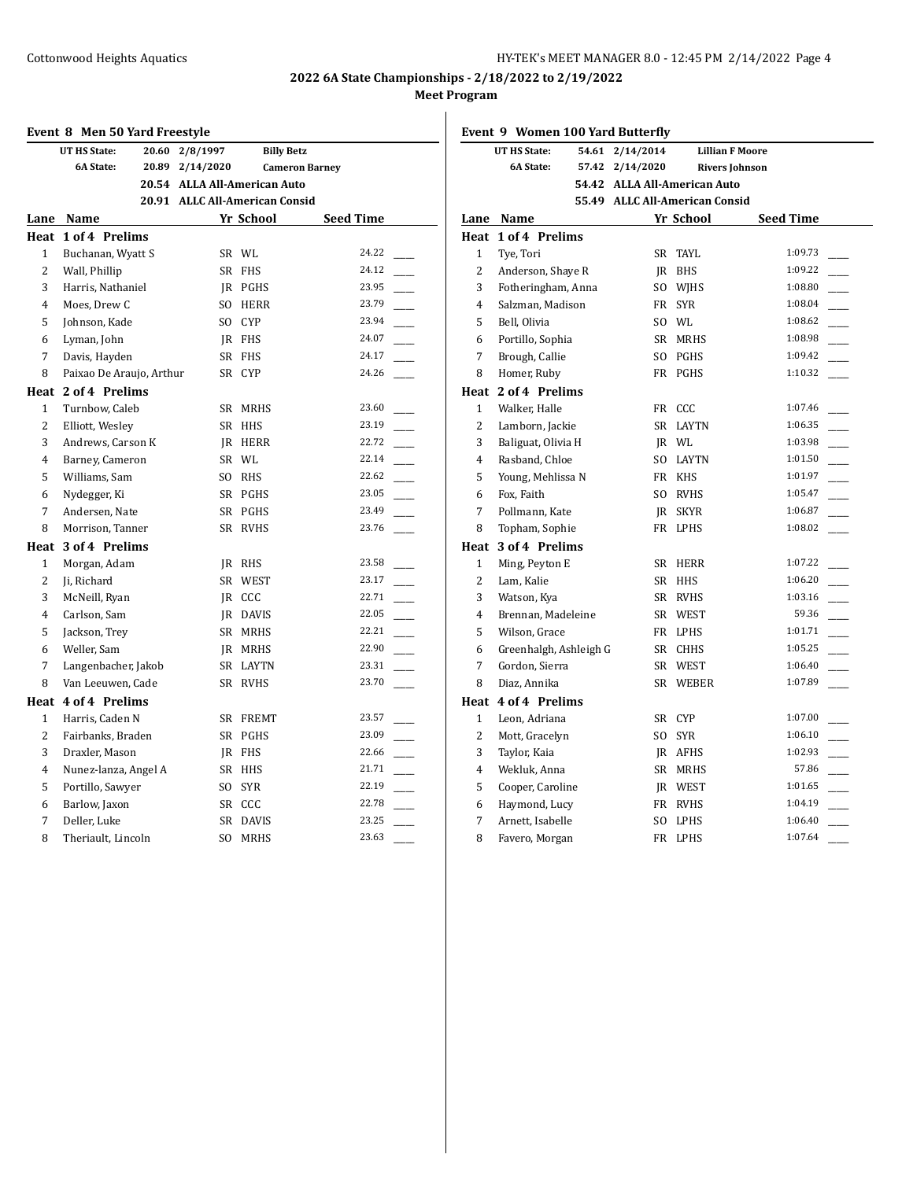## 2022 6A State Championships - 2/18/2022 to 2/19/2022

### Meet Program

### Event 8 Men 50 Yard Freestyle

| | | | |
|---|---|---|---|
| UT HS State: | 20.60 | 2/8/1997 | Billy Betz |
| 6A State: | 20.89 | 2/14/2020 | Cameron Barney |
| | 20.54 | ALLA All-American Auto | |
| | 20.91 | ALLC All-American Consid | |

| Lane | Name | Yr | School | Seed Time |
|---|---|---|---|---|
| **Heat 1 of 4 Prelims** | | | | |
| 1 | Buchanan, Wyatt S | SR | WL | 24.22 |
| 2 | Wall, Phillip | SR | FHS | 24.12 |
| 3 | Harris, Nathaniel | JR | PGHS | 23.95 |
| 4 | Moes, Drew C | SO | HERR | 23.79 |
| 5 | Johnson, Kade | SO | CYP | 23.94 |
| 6 | Lyman, John | JR | FHS | 24.07 |
| 7 | Davis, Hayden | SR | FHS | 24.17 |
| 8 | Paixao De Araujo, Arthur | SR | CYP | 24.26 |
| **Heat 2 of 4 Prelims** | | | | |
| 1 | Turnbow, Caleb | SR | MRHS | 23.60 |
| 2 | Elliott, Wesley | SR | HHS | 23.19 |
| 3 | Andrews, Carson K | JR | HERR | 22.72 |
| 4 | Barney, Cameron | SR | WL | 22.14 |
| 5 | Williams, Sam | SO | RHS | 22.62 |
| 6 | Nydegger, Ki | SR | PGHS | 23.05 |
| 7 | Andersen, Nate | SR | PGHS | 23.49 |
| 8 | Morrison, Tanner | SR | RVHS | 23.76 |
| **Heat 3 of 4 Prelims** | | | | |
| 1 | Morgan, Adam | JR | RHS | 23.58 |
| 2 | Ji, Richard | SR | WEST | 23.17 |
| 3 | McNeill, Ryan | JR | CCC | 22.71 |
| 4 | Carlson, Sam | JR | DAVIS | 22.05 |
| 5 | Jackson, Trey | SR | MRHS | 22.21 |
| 6 | Weller, Sam | JR | MRHS | 22.90 |
| 7 | Langenbacher, Jakob | SR | LAYTN | 23.31 |
| 8 | Van Leeuwen, Cade | SR | RVHS | 23.70 |
| **Heat 4 of 4 Prelims** | | | | |
| 1 | Harris, Caden N | SR | FREMT | 23.57 |
| 2 | Fairbanks, Braden | SR | PGHS | 23.09 |
| 3 | Draxler, Mason | JR | FHS | 22.66 |
| 4 | Nunez-lanza, Angel A | SR | HHS | 21.71 |
| 5 | Portillo, Sawyer | SO | SYR | 22.19 |
| 6 | Barlow, Jaxon | SR | CCC | 22.78 |
| 7 | Deller, Luke | SR | DAVIS | 23.25 |
| 8 | Theriault, Lincoln | SO | MRHS | 23.63 |

### Event 9 Women 100 Yard Butterfly

| | | | |
|---|---|---|---|
| UT HS State: | 54.61 | 2/14/2014 | Lillian F Moore |
| 6A State: | 57.42 | 2/14/2020 | Rivers Johnson |
| | 54.42 | ALLA All-American Auto | |
| | 55.49 | ALLC All-American Consid | |

| Lane | Name | Yr | School | Seed Time |
|---|---|---|---|---|
| **Heat 1 of 4 Prelims** | | | | |
| 1 | Tye, Tori | SR | TAYL | 1:09.73 |
| 2 | Anderson, Shaye R | JR | BHS | 1:09.22 |
| 3 | Fotheringham, Anna | SO | WJHS | 1:08.80 |
| 4 | Salzman, Madison | FR | SYR | 1:08.04 |
| 5 | Bell, Olivia | SO | WL | 1:08.62 |
| 6 | Portillo, Sophia | SR | MRHS | 1:08.98 |
| 7 | Brough, Callie | SO | PGHS | 1:09.42 |
| 8 | Homer, Ruby | FR | PGHS | 1:10.32 |
| **Heat 2 of 4 Prelims** | | | | |
| 1 | Walker, Halle | FR | CCC | 1:07.46 |
| 2 | Lamborn, Jackie | SR | LAYTN | 1:06.35 |
| 3 | Baliguat, Olivia H | JR | WL | 1:03.98 |
| 4 | Rasband, Chloe | SO | LAYTN | 1:01.50 |
| 5 | Young, Mehlissa N | FR | KHS | 1:01.97 |
| 6 | Fox, Faith | SO | RVHS | 1:05.47 |
| 7 | Pollmann, Kate | JR | SKYR | 1:06.87 |
| 8 | Topham, Sophie | FR | LPHS | 1:08.02 |
| **Heat 3 of 4 Prelims** | | | | |
| 1 | Ming, Peyton E | SR | HERR | 1:07.22 |
| 2 | Lam, Kalie | SR | HHS | 1:06.20 |
| 3 | Watson, Kya | SR | RVHS | 1:03.16 |
| 4 | Brennan, Madeleine | SR | WEST | 59.36 |
| 5 | Wilson, Grace | FR | LPHS | 1:01.71 |
| 6 | Greenhalgh, Ashleigh G | SR | CHHS | 1:05.25 |
| 7 | Gordon, Sierra | SR | WEST | 1:06.40 |
| 8 | Diaz, Annika | SR | WEBER | 1:07.89 |
| **Heat 4 of 4 Prelims** | | | | |
| 1 | Leon, Adriana | SR | CYP | 1:07.00 |
| 2 | Mott, Gracelyn | SO | SYR | 1:06.10 |
| 3 | Taylor, Kaia | JR | AFHS | 1:02.93 |
| 4 | Wekluk, Anna | SR | MRHS | 57.86 |
| 5 | Cooper, Caroline | JR | WEST | 1:01.65 |
| 6 | Haymond, Lucy | FR | RVHS | 1:04.19 |
| 7 | Arnett, Isabelle | SO | LPHS | 1:06.40 |
| 8 | Favero, Morgan | FR | LPHS | 1:07.64 |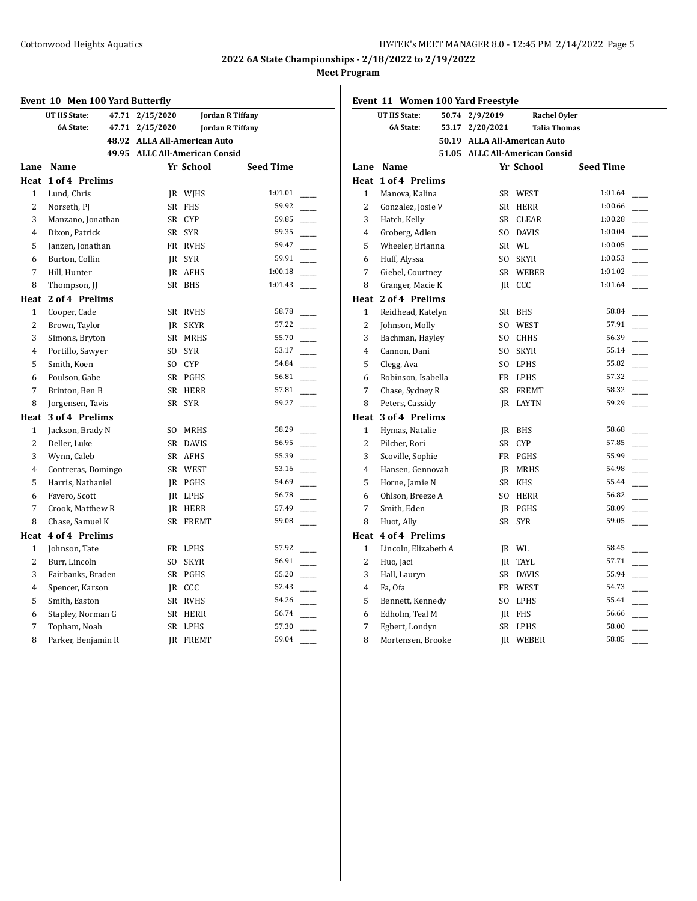## 2022 6A State Championships - 2/18/2022 to 2/19/2022

### Meet Program

### Event 10 Men 100 Yard Butterfly

| | | | |
|---|---|---|---|
| UT HS State: | 47.71 | 2/15/2020 | Jordan R Tiffany |
| 6A State: | 47.71 | 2/15/2020 | Jordan R Tiffany |
| | 48.92 | ALLA All-American Auto | |
| | 49.95 | ALLC All-American Consid | |

| Lane | Name | Yr | School | Seed Time |
|---|---|---|---|---|
| **Heat 1 of 4 Prelims** | | | | |
| 1 | Lund, Chris | JR | WJHS | 1:01.01 |
| 2 | Norseth, PJ | SR | FHS | 59.92 |
| 3 | Manzano, Jonathan | SR | CYP | 59.85 |
| 4 | Dixon, Patrick | SR | SYR | 59.35 |
| 5 | Janzen, Jonathan | FR | RVHS | 59.47 |
| 6 | Burton, Collin | JR | SYR | 59.91 |
| 7 | Hill, Hunter | JR | AFHS | 1:00.18 |
| 8 | Thompson, JJ | SR | BHS | 1:01.43 |
| **Heat 2 of 4 Prelims** | | | | |
| 1 | Cooper, Cade | SR | RVHS | 58.78 |
| 2 | Brown, Taylor | JR | SKYR | 57.22 |
| 3 | Simons, Bryton | SR | MRHS | 55.70 |
| 4 | Portillo, Sawyer | SO | SYR | 53.17 |
| 5 | Smith, Koen | SO | CYP | 54.84 |
| 6 | Poulson, Gabe | SR | PGHS | 56.81 |
| 7 | Brinton, Ben B | SR | HERR | 57.81 |
| 8 | Jorgensen, Tavis | SR | SYR | 59.27 |
| **Heat 3 of 4 Prelims** | | | | |
| 1 | Jackson, Brady N | SO | MRHS | 58.29 |
| 2 | Deller, Luke | SR | DAVIS | 56.95 |
| 3 | Wynn, Caleb | SR | AFHS | 55.39 |
| 4 | Contreras, Domingo | SR | WEST | 53.16 |
| 5 | Harris, Nathaniel | JR | PGHS | 54.69 |
| 6 | Favero, Scott | JR | LPHS | 56.78 |
| 7 | Crook, Matthew R | JR | HERR | 57.49 |
| 8 | Chase, Samuel K | SR | FREMT | 59.08 |
| **Heat 4 of 4 Prelims** | | | | |
| 1 | Johnson, Tate | FR | LPHS | 57.92 |
| 2 | Burr, Lincoln | SO | SKYR | 56.91 |
| 3 | Fairbanks, Braden | SR | PGHS | 55.20 |
| 4 | Spencer, Karson | JR | CCC | 52.43 |
| 5 | Smith, Easton | SR | RVHS | 54.26 |
| 6 | Stapley, Norman G | SR | HERR | 56.74 |
| 7 | Topham, Noah | SR | LPHS | 57.30 |
| 8 | Parker, Benjamin R | JR | FREMT | 59.04 |

### Event 11 Women 100 Yard Freestyle

| | | | |
|---|---|---|---|
| UT HS State: | 50.74 | 2/9/2019 | Rachel Oyler |
| 6A State: | 53.17 | 2/20/2021 | Talia Thomas |
| | 50.19 | ALLA All-American Auto | |
| | 51.05 | ALLC All-American Consid | |

| Lane | Name | Yr | School | Seed Time |
|---|---|---|---|---|
| **Heat 1 of 4 Prelims** | | | | |
| 1 | Manova, Kalina | SR | WEST | 1:01.64 |
| 2 | Gonzalez, Josie V | SR | HERR | 1:00.66 |
| 3 | Hatch, Kelly | SR | CLEAR | 1:00.28 |
| 4 | Groberg, Adlen | SO | DAVIS | 1:00.04 |
| 5 | Wheeler, Brianna | SR | WL | 1:00.05 |
| 6 | Huff, Alyssa | SO | SKYR | 1:00.53 |
| 7 | Giebel, Courtney | SR | WEBER | 1:01.02 |
| 8 | Granger, Macie K | JR | CCC | 1:01.64 |
| **Heat 2 of 4 Prelims** | | | | |
| 1 | Reidhead, Katelyn | SR | BHS | 58.84 |
| 2 | Johnson, Molly | SO | WEST | 57.91 |
| 3 | Bachman, Hayley | SO | CHHS | 56.39 |
| 4 | Cannon, Dani | SO | SKYR | 55.14 |
| 5 | Clegg, Ava | SO | LPHS | 55.82 |
| 6 | Robinson, Isabella | FR | LPHS | 57.32 |
| 7 | Chase, Sydney R | SR | FREMT | 58.32 |
| 8 | Peters, Cassidy | JR | LAYTN | 59.29 |
| **Heat 3 of 4 Prelims** | | | | |
| 1 | Hymas, Natalie | JR | BHS | 58.68 |
| 2 | Pilcher, Rori | SR | CYP | 57.85 |
| 3 | Scoville, Sophie | FR | PGHS | 55.99 |
| 4 | Hansen, Gennovah | JR | MRHS | 54.98 |
| 5 | Horne, Jamie N | SR | KHS | 55.44 |
| 6 | Ohlson, Breeze A | SO | HERR | 56.82 |
| 7 | Smith, Eden | JR | PGHS | 58.09 |
| 8 | Huot, Ally | SR | SYR | 59.05 |
| **Heat 4 of 4 Prelims** | | | | |
| 1 | Lincoln, Elizabeth A | JR | WL | 58.45 |
| 2 | Huo, Jaci | JR | TAYL | 57.71 |
| 3 | Hall, Lauryn | SR | DAVIS | 55.94 |
| 4 | Fa, Ofa | FR | WEST | 54.73 |
| 5 | Bennett, Kennedy | SO | LPHS | 55.41 |
| 6 | Edholm, Teal M | JR | FHS | 56.66 |
| 7 | Egbert, Londyn | SR | LPHS | 58.00 |
| 8 | Mortensen, Brooke | JR | WEBER | 58.85 |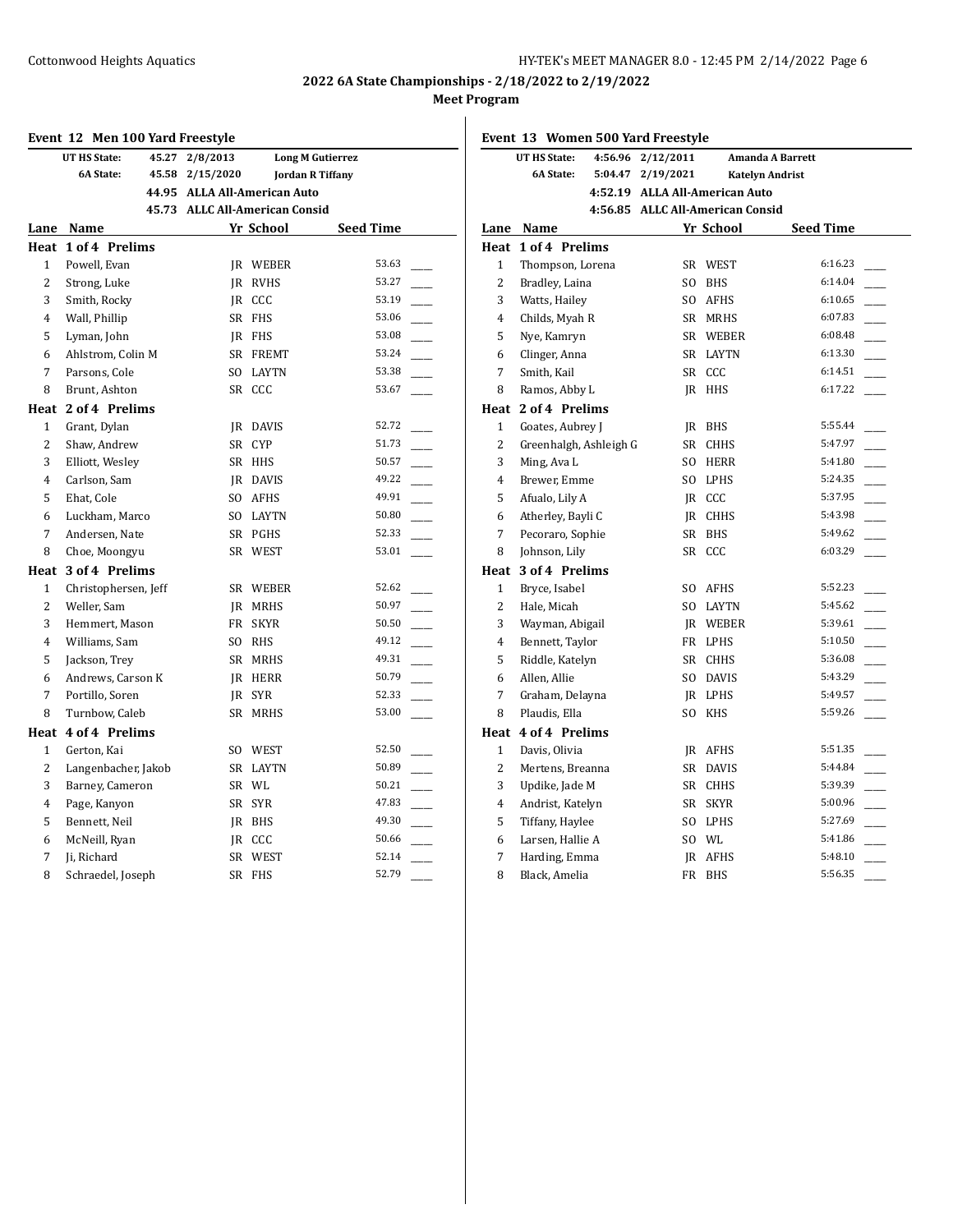## 2022 6A State Championships - 2/18/2022 to 2/19/2022

### Meet Program

### Event 12 Men 100 Yard Freestyle

| | | | |
|---|---|---|---|
| UT HS State: | 45.27 | 2/8/2013 | Long M Gutierrez |
| 6A State: | 45.58 | 2/15/2020 | Jordan R Tiffany |
| | 44.95 | ALLA All-American Auto | |
| | 45.73 | ALLC All-American Consid | |

| Lane | Name | Yr | School | Seed Time | |
|---|---|---|---|---|---|
| **Heat 1 of 4 Prelims** | | | | | |
| 1 | Powell, Evan | JR | WEBER | 53.63 | ____ |
| 2 | Strong, Luke | JR | RVHS | 53.27 | ____ |
| 3 | Smith, Rocky | JR | CCC | 53.19 | ____ |
| 4 | Wall, Phillip | SR | FHS | 53.06 | ____ |
| 5 | Lyman, John | JR | FHS | 53.08 | ____ |
| 6 | Ahlstrom, Colin M | SR | FREMT | 53.24 | ____ |
| 7 | Parsons, Cole | SO | LAYTN | 53.38 | ____ |
| 8 | Brunt, Ashton | SR | CCC | 53.67 | ____ |
| **Heat 2 of 4 Prelims** | | | | | |
| 1 | Grant, Dylan | JR | DAVIS | 52.72 | ____ |
| 2 | Shaw, Andrew | SR | CYP | 51.73 | ____ |
| 3 | Elliott, Wesley | SR | HHS | 50.57 | ____ |
| 4 | Carlson, Sam | JR | DAVIS | 49.22 | ____ |
| 5 | Ehat, Cole | SO | AFHS | 49.91 | ____ |
| 6 | Luckham, Marco | SO | LAYTN | 50.80 | ____ |
| 7 | Andersen, Nate | SR | PGHS | 52.33 | ____ |
| 8 | Choe, Moongyu | SR | WEST | 53.01 | ____ |
| **Heat 3 of 4 Prelims** | | | | | |
| 1 | Christophersen, Jeff | SR | WEBER | 52.62 | ____ |
| 2 | Weller, Sam | JR | MRHS | 50.97 | ____ |
| 3 | Hemmert, Mason | FR | SKYR | 50.50 | ____ |
| 4 | Williams, Sam | SO | RHS | 49.12 | ____ |
| 5 | Jackson, Trey | SR | MRHS | 49.31 | ____ |
| 6 | Andrews, Carson K | JR | HERR | 50.79 | ____ |
| 7 | Portillo, Soren | JR | SYR | 52.33 | ____ |
| 8 | Turnbow, Caleb | SR | MRHS | 53.00 | ____ |
| **Heat 4 of 4 Prelims** | | | | | |
| 1 | Gerton, Kai | SO | WEST | 52.50 | ____ |
| 2 | Langenbacher, Jakob | SR | LAYTN | 50.89 | ____ |
| 3 | Barney, Cameron | SR | WL | 50.21 | ____ |
| 4 | Page, Kanyon | SR | SYR | 47.83 | ____ |
| 5 | Bennett, Neil | JR | BHS | 49.30 | ____ |
| 6 | McNeill, Ryan | JR | CCC | 50.66 | ____ |
| 7 | Ji, Richard | SR | WEST | 52.14 | ____ |
| 8 | Schraedel, Joseph | SR | FHS | 52.79 | ____ |

### Event 13 Women 500 Yard Freestyle

| | | | |
|---|---|---|---|
| UT HS State: | 4:56.96 | 2/12/2011 | Amanda A Barrett |
| 6A State: | 5:04.47 | 2/19/2021 | Katelyn Andrist |
| | 4:52.19 | ALLA All-American Auto | |
| | 4:56.85 | ALLC All-American Consid | |

| Lane | Name | Yr | School | Seed Time | |
|---|---|---|---|---|---|
| **Heat 1 of 4 Prelims** | | | | | |
| 1 | Thompson, Lorena | SR | WEST | 6:16.23 | ____ |
| 2 | Bradley, Laina | SO | BHS | 6:14.04 | ____ |
| 3 | Watts, Hailey | SO | AFHS | 6:10.65 | ____ |
| 4 | Childs, Myah R | SR | MRHS | 6:07.83 | ____ |
| 5 | Nye, Kamryn | SR | WEBER | 6:08.48 | ____ |
| 6 | Clinger, Anna | SR | LAYTN | 6:13.30 | ____ |
| 7 | Smith, Kail | SR | CCC | 6:14.51 | ____ |
| 8 | Ramos, Abby L | JR | HHS | 6:17.22 | ____ |
| **Heat 2 of 4 Prelims** | | | | | |
| 1 | Goates, Aubrey J | JR | BHS | 5:55.44 | ____ |
| 2 | Greenhalgh, Ashleigh G | SR | CHHS | 5:47.97 | ____ |
| 3 | Ming, Ava L | SO | HERR | 5:41.80 | ____ |
| 4 | Brewer, Emme | SO | LPHS | 5:24.35 | ____ |
| 5 | Afualo, Lily A | JR | CCC | 5:37.95 | ____ |
| 6 | Atherley, Bayli C | JR | CHHS | 5:43.98 | ____ |
| 7 | Pecoraro, Sophie | SR | BHS | 5:49.62 | ____ |
| 8 | Johnson, Lily | SR | CCC | 6:03.29 | ____ |
| **Heat 3 of 4 Prelims** | | | | | |
| 1 | Bryce, Isabel | SO | AFHS | 5:52.23 | ____ |
| 2 | Hale, Micah | SO | LAYTN | 5:45.62 | ____ |
| 3 | Wayman, Abigail | JR | WEBER | 5:39.61 | ____ |
| 4 | Bennett, Taylor | FR | LPHS | 5:10.50 | ____ |
| 5 | Riddle, Katelyn | SR | CHHS | 5:36.08 | ____ |
| 6 | Allen, Allie | SO | DAVIS | 5:43.29 | ____ |
| 7 | Graham, Delayna | JR | LPHS | 5:49.57 | ____ |
| 8 | Plaudis, Ella | SO | KHS | 5:59.26 | ____ |
| **Heat 4 of 4 Prelims** | | | | | |
| 1 | Davis, Olivia | JR | AFHS | 5:51.35 | ____ |
| 2 | Mertens, Breanna | SR | DAVIS | 5:44.84 | ____ |
| 3 | Updike, Jade M | SR | CHHS | 5:39.39 | ____ |
| 4 | Andrist, Katelyn | SR | SKYR | 5:00.96 | ____ |
| 5 | Tiffany, Haylee | SO | LPHS | 5:27.69 | ____ |
| 6 | Larsen, Hallie A | SO | WL | 5:41.86 | ____ |
| 7 | Harding, Emma | JR | AFHS | 5:48.10 | ____ |
| 8 | Black, Amelia | FR | BHS | 5:56.35 | ____ |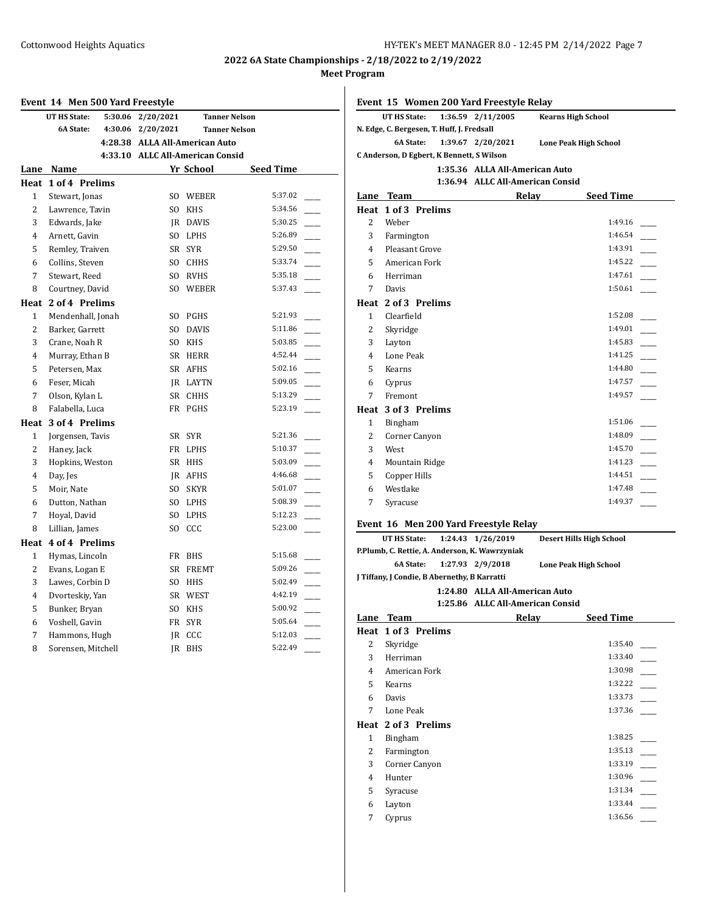## 2022 6A State Championships - 2/18/2022 to 2/19/2022

### Meet Program

### Event 14 Men 500 Yard Freestyle

| | | | |
|---|---|---|---|
| UT HS State: | 5:30.06 | 2/20/2021 | Tanner Nelson |
| 6A State: | 4:30.06 | 2/20/2021 | Tanner Nelson |
| | 4:28.38 | ALLA All-American Auto | |
| | 4:33.10 | ALLC All-American Consid | |

| Lane | Name | Yr | School | Seed Time |
|---|---|---|---|---|
| **Heat 1 of 4 Prelims** | | | | |
| 1 | Stewart, Jonas | SO | WEBER | 5:37.02 |
| 2 | Lawrence, Tavin | SO | KHS | 5:34.56 |
| 3 | Edwards, Jake | JR | DAVIS | 5:30.25 |
| 4 | Arnett, Gavin | SO | LPHS | 5:26.89 |
| 5 | Remley, Traiven | SR | SYR | 5:29.50 |
| 6 | Collins, Steven | SO | CHHS | 5:33.74 |
| 7 | Stewart, Reed | SO | RVHS | 5:35.18 |
| 8 | Courtney, David | SO | WEBER | 5:37.43 |
| **Heat 2 of 4 Prelims** | | | | |
| 1 | Mendenhall, Jonah | SO | PGHS | 5:21.93 |
| 2 | Barker, Garrett | SO | DAVIS | 5:11.86 |
| 3 | Crane, Noah R | SO | KHS | 5:03.85 |
| 4 | Murray, Ethan B | SR | HERR | 4:52.44 |
| 5 | Petersen, Max | SR | AFHS | 5:02.16 |
| 6 | Feser, Micah | JR | LAYTN | 5:09.05 |
| 7 | Olson, Kylan L | SR | CHHS | 5:13.29 |
| 8 | Falabella, Luca | FR | PGHS | 5:23.19 |
| **Heat 3 of 4 Prelims** | | | | |
| 1 | Jorgensen, Tavis | SR | SYR | 5:21.36 |
| 2 | Haney, Jack | FR | LPHS | 5:10.37 |
| 3 | Hopkins, Weston | SR | HHS | 5:03.09 |
| 4 | Day, Jes | JR | AFHS | 4:46.68 |
| 5 | Moir, Nate | SO | SKYR | 5:01.07 |
| 6 | Dutton, Nathan | SO | LPHS | 5:08.39 |
| 7 | Hoyal, David | SO | LPHS | 5:12.23 |
| 8 | Lillian, James | SO | CCC | 5:23.00 |
| **Heat 4 of 4 Prelims** | | | | |
| 1 | Hymas, Lincoln | FR | BHS | 5:15.68 |
| 2 | Evans, Logan E | SR | FREMT | 5:09.26 |
| 3 | Lawes, Corbin D | SO | HHS | 5:02.49 |
| 4 | Dvorteskiy, Yan | SR | WEST | 4:42.19 |
| 5 | Bunker, Bryan | SO | KHS | 5:00.92 |
| 6 | Voshell, Gavin | FR | SYR | 5:05.64 |
| 7 | Hammons, Hugh | JR | CCC | 5:12.03 |
| 8 | Sorensen, Mitchell | JR | BHS | 5:22.49 |

### Event 15 Women 200 Yard Freestyle Relay

| | | | |
|---|---|---|---|
| UT HS State: | 1:36.59 | 2/11/2005 | Kearns High School |
| N. Edge, C. Bergesen, T. Huff, J. Fredsall | | | |
| 6A State: | 1:39.67 | 2/20/2021 | Lone Peak High School |
| C Anderson, D Egbert, K Bennett, S Wilson | | | |
| | 1:35.36 | ALLA All-American Auto | |
| | 1:36.94 | ALLC All-American Consid | |

| Lane | Team | Relay | Seed Time |
|---|---|---|---|
| **Heat 1 of 3 Prelims** | | | |
| 2 | Weber | | 1:49.16 |
| 3 | Farmington | | 1:46.54 |
| 4 | Pleasant Grove | | 1:43.91 |
| 5 | American Fork | | 1:45.22 |
| 6 | Herriman | | 1:47.61 |
| 7 | Davis | | 1:50.61 |
| **Heat 2 of 3 Prelims** | | | |
| 1 | Clearfield | | 1:52.08 |
| 2 | Skyridge | | 1:49.01 |
| 3 | Layton | | 1:45.83 |
| 4 | Lone Peak | | 1:41.25 |
| 5 | Kearns | | 1:44.80 |
| 6 | Cyprus | | 1:47.57 |
| 7 | Fremont | | 1:49.57 |
| **Heat 3 of 3 Prelims** | | | |
| 1 | Bingham | | 1:51.06 |
| 2 | Corner Canyon | | 1:48.09 |
| 3 | West | | 1:45.70 |
| 4 | Mountain Ridge | | 1:41.23 |
| 5 | Copper Hills | | 1:44.51 |
| 6 | Westlake | | 1:47.48 |
| 7 | Syracuse | | 1:49.37 |

### Event 16 Men 200 Yard Freestyle Relay

| | | | |
|---|---|---|---|
| UT HS State: | 1:24.43 | 1/26/2019 | Desert Hills High School |
| P.Plumb, C. Rettie, A. Anderson, K. Wawrzyniak | | | |
| 6A State: | 1:27.93 | 2/9/2018 | Lone Peak High School |
| J Tiffany, J Condie, B Abernethy, B Karratti | | | |
| | 1:24.80 | ALLA All-American Auto | |
| | 1:25.86 | ALLC All-American Consid | |

| Lane | Team | Relay | Seed Time |
|---|---|---|---|
| **Heat 1 of 3 Prelims** | | | |
| 2 | Skyridge | | 1:35.40 |
| 3 | Herriman | | 1:33.40 |
| 4 | American Fork | | 1:30.98 |
| 5 | Kearns | | 1:32.22 |
| 6 | Davis | | 1:33.73 |
| 7 | Lone Peak | | 1:37.36 |
| **Heat 2 of 3 Prelims** | | | |
| 1 | Bingham | | 1:38.25 |
| 2 | Farmington | | 1:35.13 |
| 3 | Corner Canyon | | 1:33.19 |
| 4 | Hunter | | 1:30.96 |
| 5 | Syracuse | | 1:31.34 |
| 6 | Layton | | 1:33.44 |
| 7 | Cyprus | | 1:36.56 |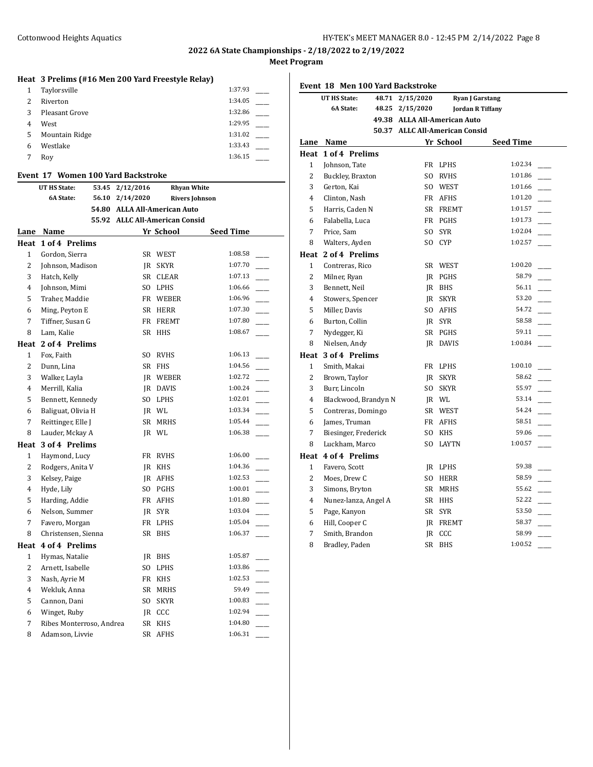## 2022 6A State Championships - 2/18/2022 to 2/19/2022

### Meet Program

**Heat 3 Prelims (#16 Men 200 Yard Freestyle Relay)**

| Lane | Team | Seed Time | |
|---|---|---|---|
| 1 | Taylorsville | 1:37.93 | ____ |
| 2 | Riverton | 1:34.05 | ____ |
| 3 | Pleasant Grove | 1:32.86 | ____ |
| 4 | West | 1:29.95 | ____ |
| 5 | Mountain Ridge | 1:31.02 | ____ |
| 6 | Westlake | 1:33.43 | ____ |
| 7 | Roy | 1:36.15 | ____ |

### Event 17 Women 100 Yard Backstroke

| | | | |
|---|---|---|---|
| UT HS State: | 53.45 | 2/12/2016 | Rhyan White |
| 6A State: | 56.10 | 2/14/2020 | Rivers Johnson |
| | 54.80 | ALLA All-American Auto | |
| | 55.92 | ALLC All-American Consid | |

| Lane | Name | Yr | School | Seed Time | |
|---|---|---|---|---|---|
| **Heat 1 of 4 Prelims** | | | | | |
| 1 | Gordon, Sierra | SR | WEST | 1:08.58 | ____ |
| 2 | Johnson, Madison | JR | SKYR | 1:07.70 | ____ |
| 3 | Hatch, Kelly | SR | CLEAR | 1:07.13 | ____ |
| 4 | Johnson, Mimi | SO | LPHS | 1:06.66 | ____ |
| 5 | Traher, Maddie | FR | WEBER | 1:06.96 | ____ |
| 6 | Ming, Peyton E | SR | HERR | 1:07.30 | ____ |
| 7 | Tiffner, Susan G | FR | FREMT | 1:07.80 | ____ |
| 8 | Lam, Kalie | SR | HHS | 1:08.67 | ____ |
| **Heat 2 of 4 Prelims** | | | | | |
| 1 | Fox, Faith | SO | RVHS | 1:06.13 | ____ |
| 2 | Dunn, Lina | SR | FHS | 1:04.56 | ____ |
| 3 | Walker, Layla | JR | WEBER | 1:02.72 | ____ |
| 4 | Merrill, Kalia | JR | DAVIS | 1:00.24 | ____ |
| 5 | Bennett, Kennedy | SO | LPHS | 1:02.01 | ____ |
| 6 | Baliguat, Olivia H | JR | WL | 1:03.34 | ____ |
| 7 | Reittinger, Elle J | SR | MRHS | 1:05.44 | ____ |
| 8 | Lauder, Mckay A | JR | WL | 1:06.38 | ____ |
| **Heat 3 of 4 Prelims** | | | | | |
| 1 | Haymond, Lucy | FR | RVHS | 1:06.00 | ____ |
| 2 | Rodgers, Anita V | JR | KHS | 1:04.36 | ____ |
| 3 | Kelsey, Paige | JR | AFHS | 1:02.53 | ____ |
| 4 | Hyde, Lily | SO | PGHS | 1:00.01 | ____ |
| 5 | Harding, Addie | FR | AFHS | 1:01.80 | ____ |
| 6 | Nelson, Summer | JR | SYR | 1:03.04 | ____ |
| 7 | Favero, Morgan | FR | LPHS | 1:05.04 | ____ |
| 8 | Christensen, Sienna | SR | BHS | 1:06.37 | ____ |
| **Heat 4 of 4 Prelims** | | | | | |
| 1 | Hymas, Natalie | JR | BHS | 1:05.87 | ____ |
| 2 | Arnett, Isabelle | SO | LPHS | 1:03.86 | ____ |
| 3 | Nash, Ayrie M | FR | KHS | 1:02.53 | ____ |
| 4 | Wekluk, Anna | SR | MRHS | 59.49 | ____ |
| 5 | Cannon, Dani | SO | SKYR | 1:00.83 | ____ |
| 6 | Winget, Ruby | JR | CCC | 1:02.94 | ____ |
| 7 | Ribes Monterroso, Andrea | SR | KHS | 1:04.80 | ____ |
| 8 | Adamson, Livvie | SR | AFHS | 1:06.31 | ____ |

### Event 18 Men 100 Yard Backstroke

| | | | |
|---|---|---|---|
| UT HS State: | 48.71 | 2/15/2020 | Ryan J Garstang |
| 6A State: | 48.25 | 2/15/2020 | Jordan R Tiffany |
| | 49.38 | ALLA All-American Auto | |
| | 50.37 | ALLC All-American Consid | |

| Lane | Name | Yr | School | Seed Time | |
|---|---|---|---|---|---|
| **Heat 1 of 4 Prelims** | | | | | |
| 1 | Johnson, Tate | FR | LPHS | 1:02.34 | ____ |
| 2 | Buckley, Braxton | SO | RVHS | 1:01.86 | ____ |
| 3 | Gerton, Kai | SO | WEST | 1:01.66 | ____ |
| 4 | Clinton, Nash | FR | AFHS | 1:01.20 | ____ |
| 5 | Harris, Caden N | SR | FREMT | 1:01.57 | ____ |
| 6 | Falabella, Luca | FR | PGHS | 1:01.73 | ____ |
| 7 | Price, Sam | SO | SYR | 1:02.04 | ____ |
| 8 | Walters, Ayden | SO | CYP | 1:02.57 | ____ |
| **Heat 2 of 4 Prelims** | | | | | |
| 1 | Contreras, Rico | SR | WEST | 1:00.20 | ____ |
| 2 | Milner, Ryan | JR | PGHS | 58.79 | ____ |
| 3 | Bennett, Neil | JR | BHS | 56.11 | ____ |
| 4 | Stowers, Spencer | JR | SKYR | 53.20 | ____ |
| 5 | Miller, Davis | SO | AFHS | 54.72 | ____ |
| 6 | Burton, Collin | JR | SYR | 58.58 | ____ |
| 7 | Nydegger, Ki | SR | PGHS | 59.11 | ____ |
| 8 | Nielsen, Andy | JR | DAVIS | 1:00.84 | ____ |
| **Heat 3 of 4 Prelims** | | | | | |
| 1 | Smith, Makai | FR | LPHS | 1:00.10 | ____ |
| 2 | Brown, Taylor | JR | SKYR | 58.62 | ____ |
| 3 | Burr, Lincoln | SO | SKYR | 55.97 | ____ |
| 4 | Blackwood, Brandyn N | JR | WL | 53.14 | ____ |
| 5 | Contreras, Domingo | SR | WEST | 54.24 | ____ |
| 6 | James, Truman | FR | AFHS | 58.51 | ____ |
| 7 | Biesinger, Frederick | SO | KHS | 59.06 | ____ |
| 8 | Luckham, Marco | SO | LAYTN | 1:00.57 | ____ |
| **Heat 4 of 4 Prelims** | | | | | |
| 1 | Favero, Scott | JR | LPHS | 59.38 | ____ |
| 2 | Moes, Drew C | SO | HERR | 58.59 | ____ |
| 3 | Simons, Bryton | SR | MRHS | 55.62 | ____ |
| 4 | Nunez-lanza, Angel A | SR | HHS | 52.22 | ____ |
| 5 | Page, Kanyon | SR | SYR | 53.50 | ____ |
| 6 | Hill, Cooper C | JR | FREMT | 58.37 | ____ |
| 7 | Smith, Brandon | JR | CCC | 58.99 | ____ |
| 8 | Bradley, Paden | SR | BHS | 1:00.52 | ____ |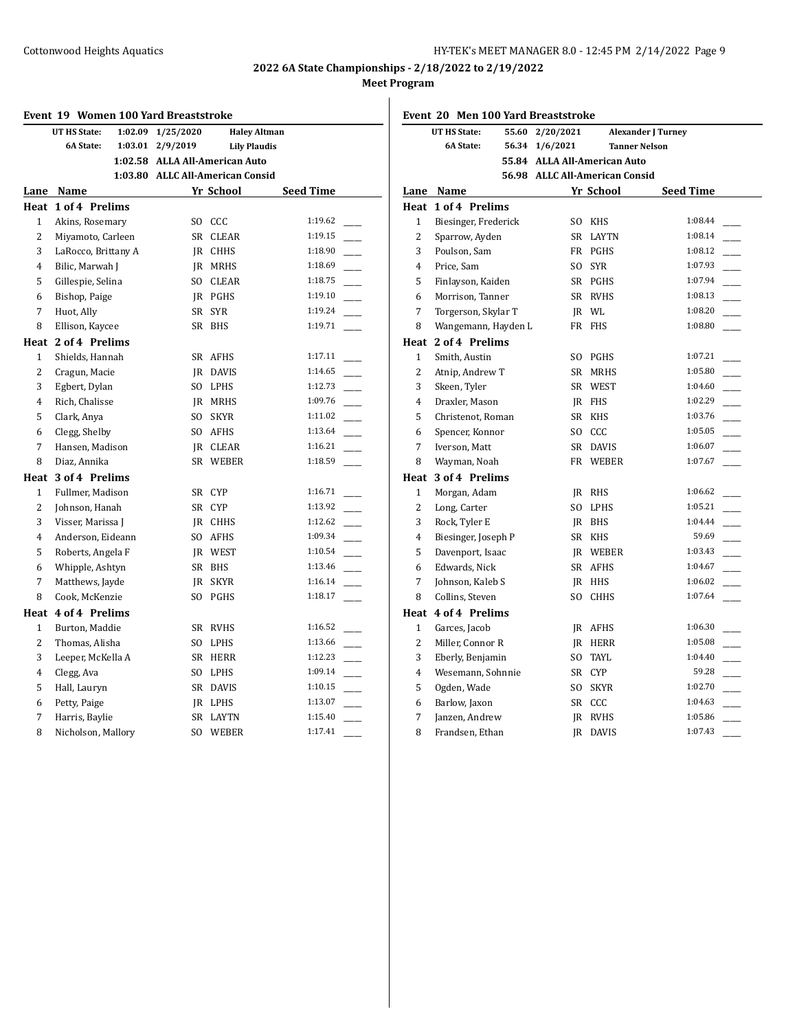## 2022 6A State Championships - 2/18/2022 to 2/19/2022

### Meet Program

### Event 19 Women 100 Yard Breaststroke

| | | | |
|---|---|---|---|
| UT HS State: | 1:02.09 | 1/25/2020 | Haley Altman |
| 6A State: | 1:03.01 | 2/9/2019 | Lily Plaudis |
| | 1:02.58 | ALLA All-American Auto | |
| | 1:03.80 | ALLC All-American Consid | |

| Lane | Name | Yr | School | Seed Time |
|---|---|---|---|---|
| **Heat 1 of 4 Prelims** | | | | |
| 1 | Akins, Rosemary | SO | CCC | 1:19.62 |
| 2 | Miyamoto, Carleen | SR | CLEAR | 1:19.15 |
| 3 | LaRocco, Brittany A | JR | CHHS | 1:18.90 |
| 4 | Bilic, Marwah J | JR | MRHS | 1:18.69 |
| 5 | Gillespie, Selina | SO | CLEAR | 1:18.75 |
| 6 | Bishop, Paige | JR | PGHS | 1:19.10 |
| 7 | Huot, Ally | SR | SYR | 1:19.24 |
| 8 | Ellison, Kaycee | SR | BHS | 1:19.71 |
| **Heat 2 of 4 Prelims** | | | | |
| 1 | Shields, Hannah | SR | AFHS | 1:17.11 |
| 2 | Cragun, Macie | JR | DAVIS | 1:14.65 |
| 3 | Egbert, Dylan | SO | LPHS | 1:12.73 |
| 4 | Rich, Chalisse | JR | MRHS | 1:09.76 |
| 5 | Clark, Anya | SO | SKYR | 1:11.02 |
| 6 | Clegg, Shelby | SO | AFHS | 1:13.64 |
| 7 | Hansen, Madison | JR | CLEAR | 1:16.21 |
| 8 | Diaz, Annika | SR | WEBER | 1:18.59 |
| **Heat 3 of 4 Prelims** | | | | |
| 1 | Fullmer, Madison | SR | CYP | 1:16.71 |
| 2 | Johnson, Hanah | SR | CYP | 1:13.92 |
| 3 | Visser, Marissa J | JR | CHHS | 1:12.62 |
| 4 | Anderson, Eideann | SO | AFHS | 1:09.34 |
| 5 | Roberts, Angela F | JR | WEST | 1:10.54 |
| 6 | Whipple, Ashtyn | SR | BHS | 1:13.46 |
| 7 | Matthews, Jayde | JR | SKYR | 1:16.14 |
| 8 | Cook, McKenzie | SO | PGHS | 1:18.17 |
| **Heat 4 of 4 Prelims** | | | | |
| 1 | Burton, Maddie | SR | RVHS | 1:16.52 |
| 2 | Thomas, Alisha | SO | LPHS | 1:13.66 |
| 3 | Leeper, McKella A | SR | HERR | 1:12.23 |
| 4 | Clegg, Ava | SO | LPHS | 1:09.14 |
| 5 | Hall, Lauryn | SR | DAVIS | 1:10.15 |
| 6 | Petty, Paige | JR | LPHS | 1:13.07 |
| 7 | Harris, Baylie | SR | LAYTN | 1:15.40 |
| 8 | Nicholson, Mallory | SO | WEBER | 1:17.41 |

### Event 20 Men 100 Yard Breaststroke

| | | | |
|---|---|---|---|
| UT HS State: | 55.60 | 2/20/2021 | Alexander J Turney |
| 6A State: | 56.34 | 1/6/2021 | Tanner Nelson |
| | 55.84 | ALLA All-American Auto | |
| | 56.98 | ALLC All-American Consid | |

| Lane | Name | Yr | School | Seed Time |
|---|---|---|---|---|
| **Heat 1 of 4 Prelims** | | | | |
| 1 | Biesinger, Frederick | SO | KHS | 1:08.44 |
| 2 | Sparrow, Ayden | SR | LAYTN | 1:08.14 |
| 3 | Poulson, Sam | FR | PGHS | 1:08.12 |
| 4 | Price, Sam | SO | SYR | 1:07.93 |
| 5 | Finlayson, Kaiden | SR | PGHS | 1:07.94 |
| 6 | Morrison, Tanner | SR | RVHS | 1:08.13 |
| 7 | Torgerson, Skylar T | JR | WL | 1:08.20 |
| 8 | Wangemann, Hayden L | FR | FHS | 1:08.80 |
| **Heat 2 of 4 Prelims** | | | | |
| 1 | Smith, Austin | SO | PGHS | 1:07.21 |
| 2 | Atnip, Andrew T | SR | MRHS | 1:05.80 |
| 3 | Skeen, Tyler | SR | WEST | 1:04.60 |
| 4 | Draxler, Mason | JR | FHS | 1:02.29 |
| 5 | Christenot, Roman | SR | KHS | 1:03.76 |
| 6 | Spencer, Konnor | SO | CCC | 1:05.05 |
| 7 | Iverson, Matt | SR | DAVIS | 1:06.07 |
| 8 | Wayman, Noah | FR | WEBER | 1:07.67 |
| **Heat 3 of 4 Prelims** | | | | |
| 1 | Morgan, Adam | JR | RHS | 1:06.62 |
| 2 | Long, Carter | SO | LPHS | 1:05.21 |
| 3 | Rock, Tyler E | JR | BHS | 1:04.44 |
| 4 | Biesinger, Joseph P | SR | KHS | 59.69 |
| 5 | Davenport, Isaac | JR | WEBER | 1:03.43 |
| 6 | Edwards, Nick | SR | AFHS | 1:04.67 |
| 7 | Johnson, Kaleb S | JR | HHS | 1:06.02 |
| 8 | Collins, Steven | SO | CHHS | 1:07.64 |
| **Heat 4 of 4 Prelims** | | | | |
| 1 | Garces, Jacob | JR | AFHS | 1:06.30 |
| 2 | Miller, Connor R | JR | HERR | 1:05.08 |
| 3 | Eberly, Benjamin | SO | TAYL | 1:04.40 |
| 4 | Wesemann, Sohnnie | SR | CYP | 59.28 |
| 5 | Ogden, Wade | SO | SKYR | 1:02.70 |
| 6 | Barlow, Jaxon | SR | CCC | 1:04.63 |
| 7 | Janzen, Andrew | JR | RVHS | 1:05.86 |
| 8 | Frandsen, Ethan | JR | DAVIS | 1:07.43 |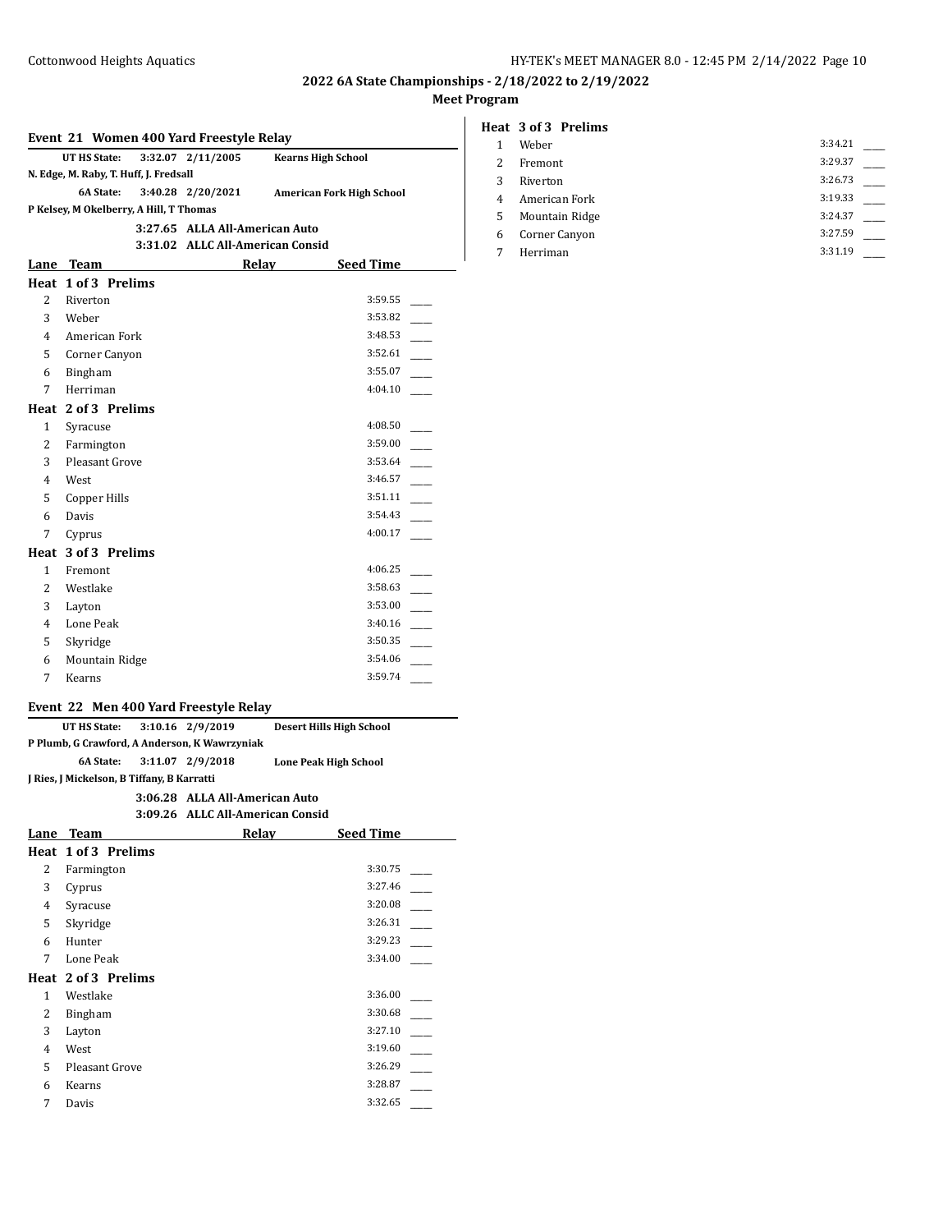## 2022 6A State Championships - 2/18/2022 to 2/19/2022

### Meet Program

#### Event 21 Women 400 Yard Freestyle Relay

**UT HS State:** 3:32.07 2/11/2005 **Kearns High School**
**N. Edge, M. Raby, T. Huff, J. Fredsall**
**6A State:** 3:40.28 2/20/2021 **American Fork High School**
**P Kelsey, M Okelberry, A Hill, T Thomas**
**3:27.65 ALLA All-American Auto**
**3:31.02 ALLC All-American Consid**

| Lane | Team | Relay | Seed Time | |
|---|---|---|---|---|
| **Heat 1 of 3 Prelims** | | | | |
| 2 | Riverton | | 3:59.55 | ____ |
| 3 | Weber | | 3:53.82 | ____ |
| 4 | American Fork | | 3:48.53 | ____ |
| 5 | Corner Canyon | | 3:52.61 | ____ |
| 6 | Bingham | | 3:55.07 | ____ |
| 7 | Herriman | | 4:04.10 | ____ |
| **Heat 2 of 3 Prelims** | | | | |
| 1 | Syracuse | | 4:08.50 | ____ |
| 2 | Farmington | | 3:59.00 | ____ |
| 3 | Pleasant Grove | | 3:53.64 | ____ |
| 4 | West | | 3:46.57 | ____ |
| 5 | Copper Hills | | 3:51.11 | ____ |
| 6 | Davis | | 3:54.43 | ____ |
| 7 | Cyprus | | 4:00.17 | ____ |
| **Heat 3 of 3 Prelims** | | | | |
| 1 | Fremont | | 4:06.25 | ____ |
| 2 | Westlake | | 3:58.63 | ____ |
| 3 | Layton | | 3:53.00 | ____ |
| 4 | Lone Peak | | 3:40.16 | ____ |
| 5 | Skyridge | | 3:50.35 | ____ |
| 6 | Mountain Ridge | | 3:54.06 | ____ |
| 7 | Kearns | | 3:59.74 | ____ |

#### Event 22 Men 400 Yard Freestyle Relay

**UT HS State:** 3:10.16 2/9/2019 **Desert Hills High School**
**P Plumb, G Crawford, A Anderson, K Wawrzyniak**
**6A State:** 3:11.07 2/9/2018 **Lone Peak High School**
**J Ries, J Mickelson, B Tiffany, B Karratti**
**3:06.28 ALLA All-American Auto**
**3:09.26 ALLC All-American Consid**

| Lane | Team | Relay | Seed Time | |
|---|---|---|---|---|
| **Heat 1 of 3 Prelims** | | | | |
| 2 | Farmington | | 3:30.75 | ____ |
| 3 | Cyprus | | 3:27.46 | ____ |
| 4 | Syracuse | | 3:20.08 | ____ |
| 5 | Skyridge | | 3:26.31 | ____ |
| 6 | Hunter | | 3:29.23 | ____ |
| 7 | Lone Peak | | 3:34.00 | ____ |
| **Heat 2 of 3 Prelims** | | | | |
| 1 | Westlake | | 3:36.00 | ____ |
| 2 | Bingham | | 3:30.68 | ____ |
| 3 | Layton | | 3:27.10 | ____ |
| 4 | West | | 3:19.60 | ____ |
| 5 | Pleasant Grove | | 3:26.29 | ____ |
| 6 | Kearns | | 3:28.87 | ____ |
| 7 | Davis | | 3:32.65 | ____ |
| **Heat 3 of 3 Prelims** | | | | |
| 1 | Weber | | 3:34.21 | ____ |
| 2 | Fremont | | 3:29.37 | ____ |
| 3 | Riverton | | 3:26.73 | ____ |
| 4 | American Fork | | 3:19.33 | ____ |
| 5 | Mountain Ridge | | 3:24.37 | ____ |
| 6 | Corner Canyon | | 3:27.59 | ____ |
| 7 | Herriman | | 3:31.19 | ____ |